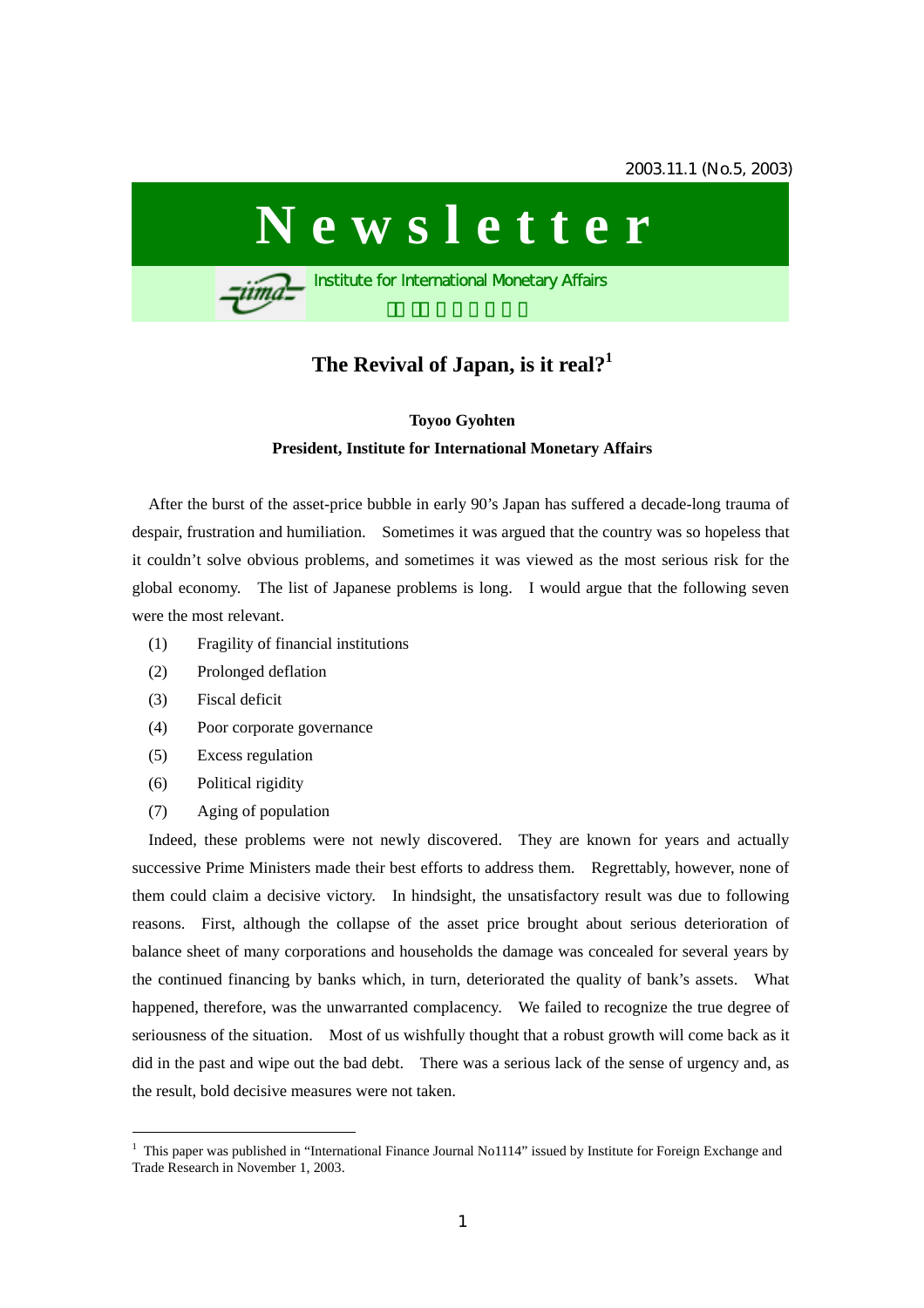2003.11.1 (No.5, 2003)

# Newsletter

Institute for International Monetary Affairs

## The Revival of Japan, is it real?[1]

**Toyoo Gyohten**

**President, Institute for International Monetary Affairs**

After the burst of the asset-price bubble in early 90's Japan has suffered a decade-long trauma of despair, frustration and humiliation. Sometimes it was argued that the country was so hopeless that it couldn't solve obvious problems, and sometimes it was viewed as the most serious risk for the global economy. The list of Japanese problems is long. I would argue that the following seven were the most relevant.

(1) Fragility of financial institutions
(2) Prolonged deflation
(3) Fiscal deficit
(4) Poor corporate governance
(5) Excess regulation
(6) Political rigidity
(7) Aging of population

Indeed, these problems were not newly discovered. They are known for years and actually successive Prime Ministers made their best efforts to address them. Regrettably, however, none of them could claim a decisive victory. In hindsight, the unsatisfactory result was due to following reasons. First, although the collapse of the asset price brought about serious deterioration of balance sheet of many corporations and households the damage was concealed for several years by the continued financing by banks which, in turn, deteriorated the quality of bank's assets. What happened, therefore, was the unwarranted complacency. We failed to recognize the true degree of seriousness of the situation. Most of us wishfully thought that a robust growth will come back as it did in the past and wipe out the bad debt. There was a serious lack of the sense of urgency and, as the result, bold decisive measures were not taken.

---

[1] This paper was published in "International Finance Journal No1114" issued by Institute for Foreign Exchange and Trade Research in November 1, 2003.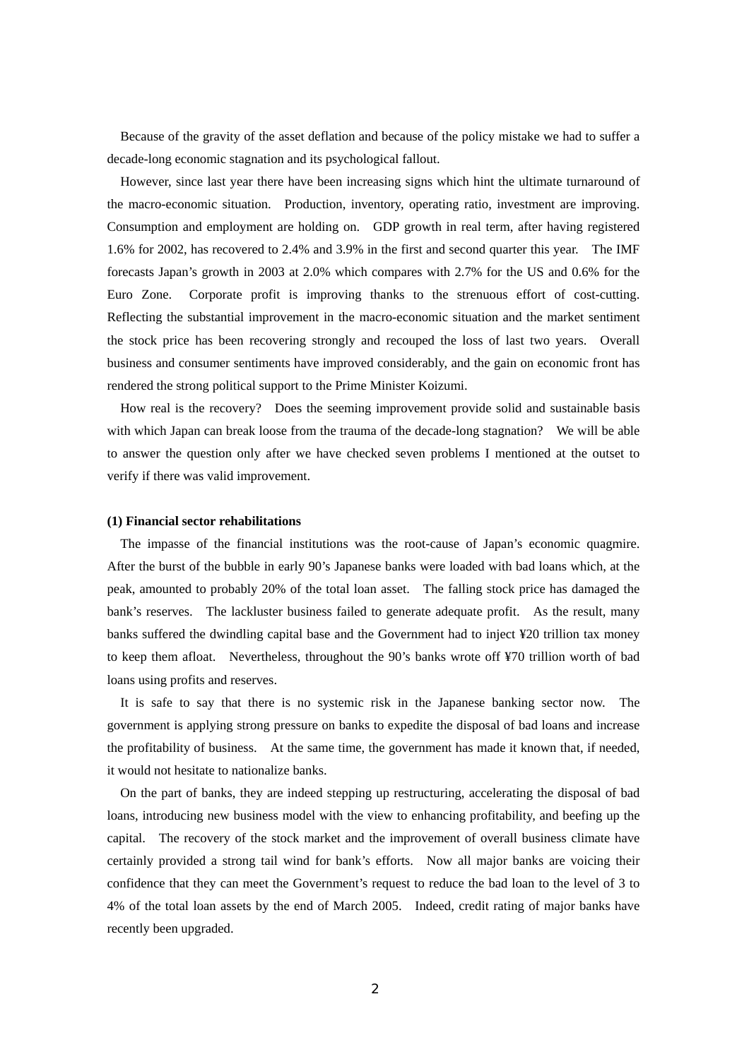Because of the gravity of the asset deflation and because of the policy mistake we had to suffer a decade-long economic stagnation and its psychological fallout.

However, since last year there have been increasing signs which hint the ultimate turnaround of the macro-economic situation. Production, inventory, operating ratio, investment are improving. Consumption and employment are holding on. GDP growth in real term, after having registered 1.6% for 2002, has recovered to 2.4% and 3.9% in the first and second quarter this year. The IMF forecasts Japan's growth in 2003 at 2.0% which compares with 2.7% for the US and 0.6% for the Euro Zone. Corporate profit is improving thanks to the strenuous effort of cost-cutting. Reflecting the substantial improvement in the macro-economic situation and the market sentiment the stock price has been recovering strongly and recouped the loss of last two years. Overall business and consumer sentiments have improved considerably, and the gain on economic front has rendered the strong political support to the Prime Minister Koizumi.

How real is the recovery? Does the seeming improvement provide solid and sustainable basis with which Japan can break loose from the trauma of the decade-long stagnation? We will be able to answer the question only after we have checked seven problems I mentioned at the outset to verify if there was valid improvement.

**(1) Financial sector rehabilitations**

The impasse of the financial institutions was the root-cause of Japan's economic quagmire. After the burst of the bubble in early 90's Japanese banks were loaded with bad loans which, at the peak, amounted to probably 20% of the total loan asset. The falling stock price has damaged the bank's reserves. The lackluster business failed to generate adequate profit. As the result, many banks suffered the dwindling capital base and the Government had to inject ¥20 trillion tax money to keep them afloat. Nevertheless, throughout the 90's banks wrote off ¥70 trillion worth of bad loans using profits and reserves.

It is safe to say that there is no systemic risk in the Japanese banking sector now. The government is applying strong pressure on banks to expedite the disposal of bad loans and increase the profitability of business. At the same time, the government has made it known that, if needed, it would not hesitate to nationalize banks.

On the part of banks, they are indeed stepping up restructuring, accelerating the disposal of bad loans, introducing new business model with the view to enhancing profitability, and beefing up the capital. The recovery of the stock market and the improvement of overall business climate have certainly provided a strong tail wind for bank's efforts. Now all major banks are voicing their confidence that they can meet the Government's request to reduce the bad loan to the level of 3 to 4% of the total loan assets by the end of March 2005. Indeed, credit rating of major banks have recently been upgraded.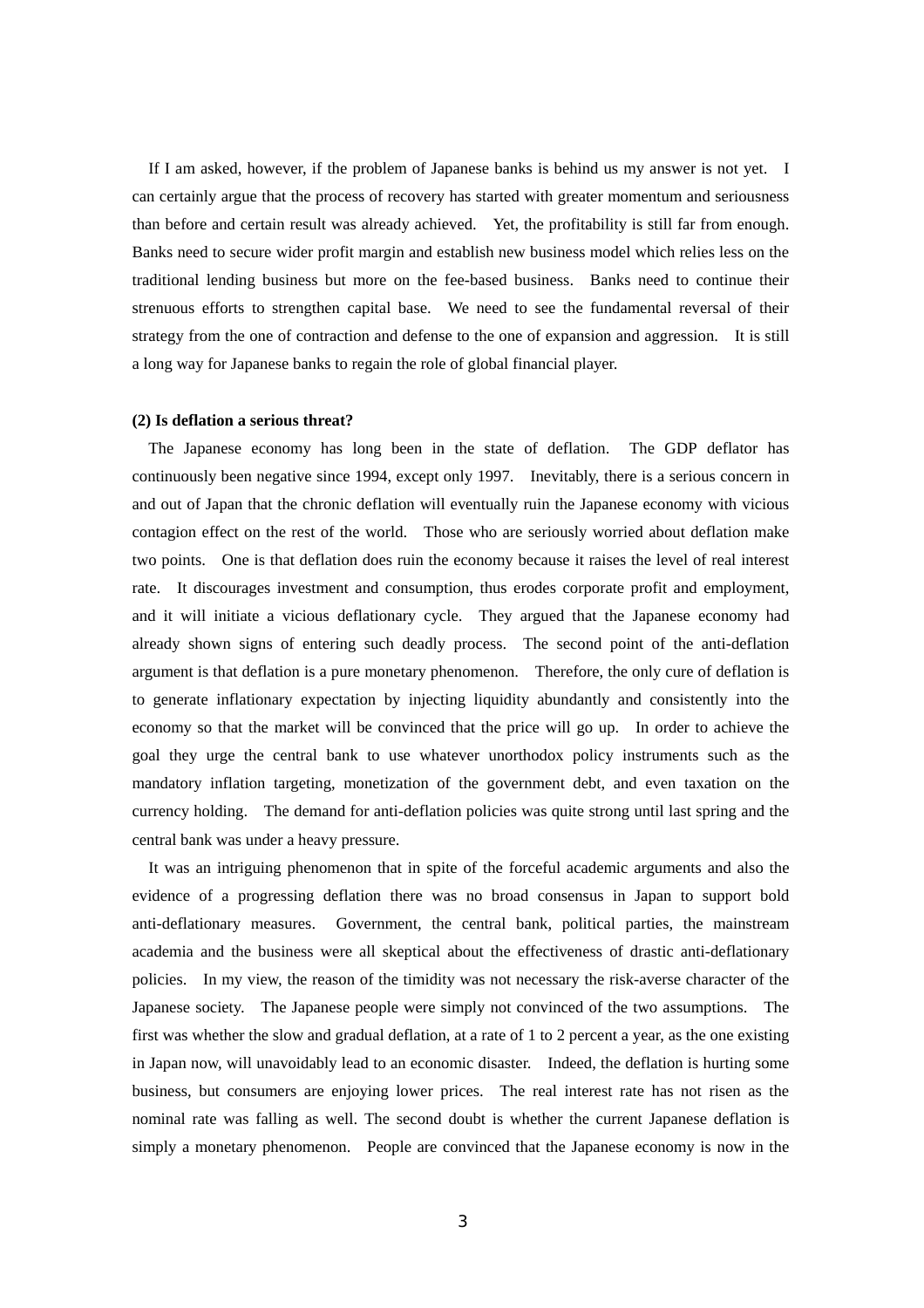If I am asked, however, if the problem of Japanese banks is behind us my answer is not yet. I can certainly argue that the process of recovery has started with greater momentum and seriousness than before and certain result was already achieved. Yet, the profitability is still far from enough. Banks need to secure wider profit margin and establish new business model which relies less on the traditional lending business but more on the fee-based business. Banks need to continue their strenuous efforts to strengthen capital base. We need to see the fundamental reversal of their strategy from the one of contraction and defense to the one of expansion and aggression. It is still a long way for Japanese banks to regain the role of global financial player.

**(2) Is deflation a serious threat?**

The Japanese economy has long been in the state of deflation. The GDP deflator has continuously been negative since 1994, except only 1997. Inevitably, there is a serious concern in and out of Japan that the chronic deflation will eventually ruin the Japanese economy with vicious contagion effect on the rest of the world. Those who are seriously worried about deflation make two points. One is that deflation does ruin the economy because it raises the level of real interest rate. It discourages investment and consumption, thus erodes corporate profit and employment, and it will initiate a vicious deflationary cycle. They argued that the Japanese economy had already shown signs of entering such deadly process. The second point of the anti-deflation argument is that deflation is a pure monetary phenomenon. Therefore, the only cure of deflation is to generate inflationary expectation by injecting liquidity abundantly and consistently into the economy so that the market will be convinced that the price will go up. In order to achieve the goal they urge the central bank to use whatever unorthodox policy instruments such as the mandatory inflation targeting, monetization of the government debt, and even taxation on the currency holding. The demand for anti-deflation policies was quite strong until last spring and the central bank was under a heavy pressure.

It was an intriguing phenomenon that in spite of the forceful academic arguments and also the evidence of a progressing deflation there was no broad consensus in Japan to support bold anti-deflationary measures. Government, the central bank, political parties, the mainstream academia and the business were all skeptical about the effectiveness of drastic anti-deflationary policies. In my view, the reason of the timidity was not necessary the risk-averse character of the Japanese society. The Japanese people were simply not convinced of the two assumptions. The first was whether the slow and gradual deflation, at a rate of 1 to 2 percent a year, as the one existing in Japan now, will unavoidably lead to an economic disaster. Indeed, the deflation is hurting some business, but consumers are enjoying lower prices. The real interest rate has not risen as the nominal rate was falling as well. The second doubt is whether the current Japanese deflation is simply a monetary phenomenon. People are convinced that the Japanese economy is now in the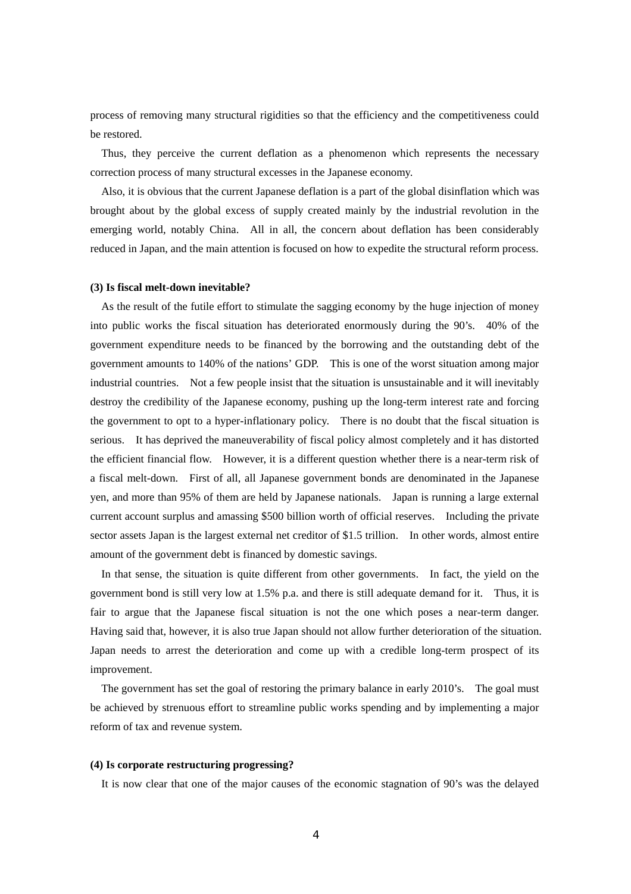process of removing many structural rigidities so that the efficiency and the competitiveness could be restored.

Thus, they perceive the current deflation as a phenomenon which represents the necessary correction process of many structural excesses in the Japanese economy.

Also, it is obvious that the current Japanese deflation is a part of the global disinflation which was brought about by the global excess of supply created mainly by the industrial revolution in the emerging world, notably China. All in all, the concern about deflation has been considerably reduced in Japan, and the main attention is focused on how to expedite the structural reform process.

**(3) Is fiscal melt-down inevitable?**

As the result of the futile effort to stimulate the sagging economy by the huge injection of money into public works the fiscal situation has deteriorated enormously during the 90's. 40% of the government expenditure needs to be financed by the borrowing and the outstanding debt of the government amounts to 140% of the nations' GDP. This is one of the worst situation among major industrial countries. Not a few people insist that the situation is unsustainable and it will inevitably destroy the credibility of the Japanese economy, pushing up the long-term interest rate and forcing the government to opt to a hyper-inflationary policy. There is no doubt that the fiscal situation is serious. It has deprived the maneuverability of fiscal policy almost completely and it has distorted the efficient financial flow. However, it is a different question whether there is a near-term risk of a fiscal melt-down. First of all, all Japanese government bonds are denominated in the Japanese yen, and more than 95% of them are held by Japanese nationals. Japan is running a large external current account surplus and amassing $500 billion worth of official reserves. Including the private sector assets Japan is the largest external net creditor of $1.5 trillion. In other words, almost entire amount of the government debt is financed by domestic savings.

In that sense, the situation is quite different from other governments. In fact, the yield on the government bond is still very low at 1.5% p.a. and there is still adequate demand for it. Thus, it is fair to argue that the Japanese fiscal situation is not the one which poses a near-term danger. Having said that, however, it is also true Japan should not allow further deterioration of the situation. Japan needs to arrest the deterioration and come up with a credible long-term prospect of its improvement.

The government has set the goal of restoring the primary balance in early 2010's. The goal must be achieved by strenuous effort to streamline public works spending and by implementing a major reform of tax and revenue system.

**(4) Is corporate restructuring progressing?**

It is now clear that one of the major causes of the economic stagnation of 90's was the delayed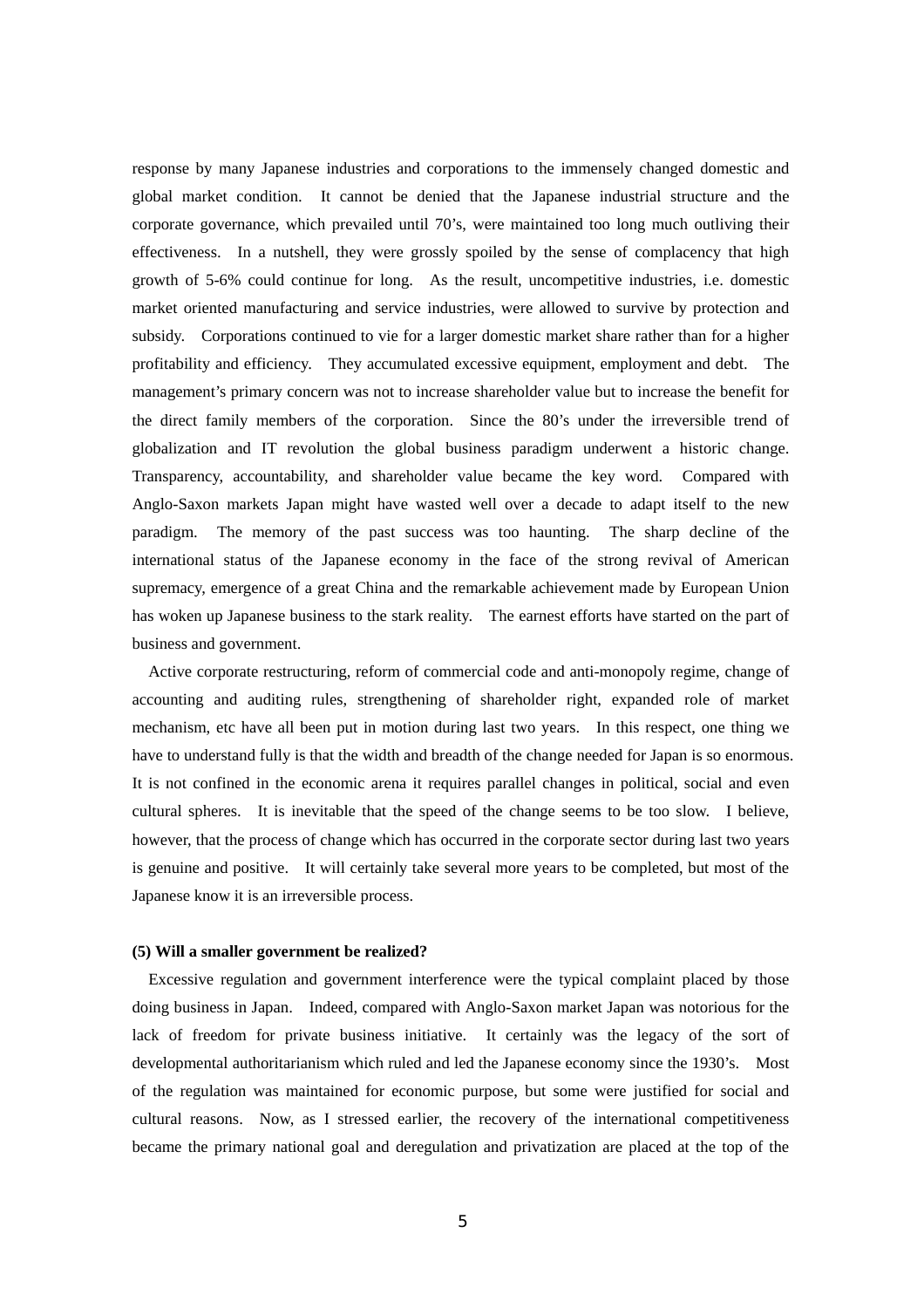response by many Japanese industries and corporations to the immensely changed domestic and global market condition. It cannot be denied that the Japanese industrial structure and the corporate governance, which prevailed until 70's, were maintained too long much outliving their effectiveness. In a nutshell, they were grossly spoiled by the sense of complacency that high growth of 5-6% could continue for long. As the result, uncompetitive industries, i.e. domestic market oriented manufacturing and service industries, were allowed to survive by protection and subsidy. Corporations continued to vie for a larger domestic market share rather than for a higher profitability and efficiency. They accumulated excessive equipment, employment and debt. The management's primary concern was not to increase shareholder value but to increase the benefit for the direct family members of the corporation. Since the 80's under the irreversible trend of globalization and IT revolution the global business paradigm underwent a historic change. Transparency, accountability, and shareholder value became the key word. Compared with Anglo-Saxon markets Japan might have wasted well over a decade to adapt itself to the new paradigm. The memory of the past success was too haunting. The sharp decline of the international status of the Japanese economy in the face of the strong revival of American supremacy, emergence of a great China and the remarkable achievement made by European Union has woken up Japanese business to the stark reality. The earnest efforts have started on the part of business and government.

Active corporate restructuring, reform of commercial code and anti-monopoly regime, change of accounting and auditing rules, strengthening of shareholder right, expanded role of market mechanism, etc have all been put in motion during last two years. In this respect, one thing we have to understand fully is that the width and breadth of the change needed for Japan is so enormous. It is not confined in the economic arena it requires parallel changes in political, social and even cultural spheres. It is inevitable that the speed of the change seems to be too slow. I believe, however, that the process of change which has occurred in the corporate sector during last two years is genuine and positive. It will certainly take several more years to be completed, but most of the Japanese know it is an irreversible process.

**(5) Will a smaller government be realized?**

Excessive regulation and government interference were the typical complaint placed by those doing business in Japan. Indeed, compared with Anglo-Saxon market Japan was notorious for the lack of freedom for private business initiative. It certainly was the legacy of the sort of developmental authoritarianism which ruled and led the Japanese economy since the 1930's. Most of the regulation was maintained for economic purpose, but some were justified for social and cultural reasons. Now, as I stressed earlier, the recovery of the international competitiveness became the primary national goal and deregulation and privatization are placed at the top of the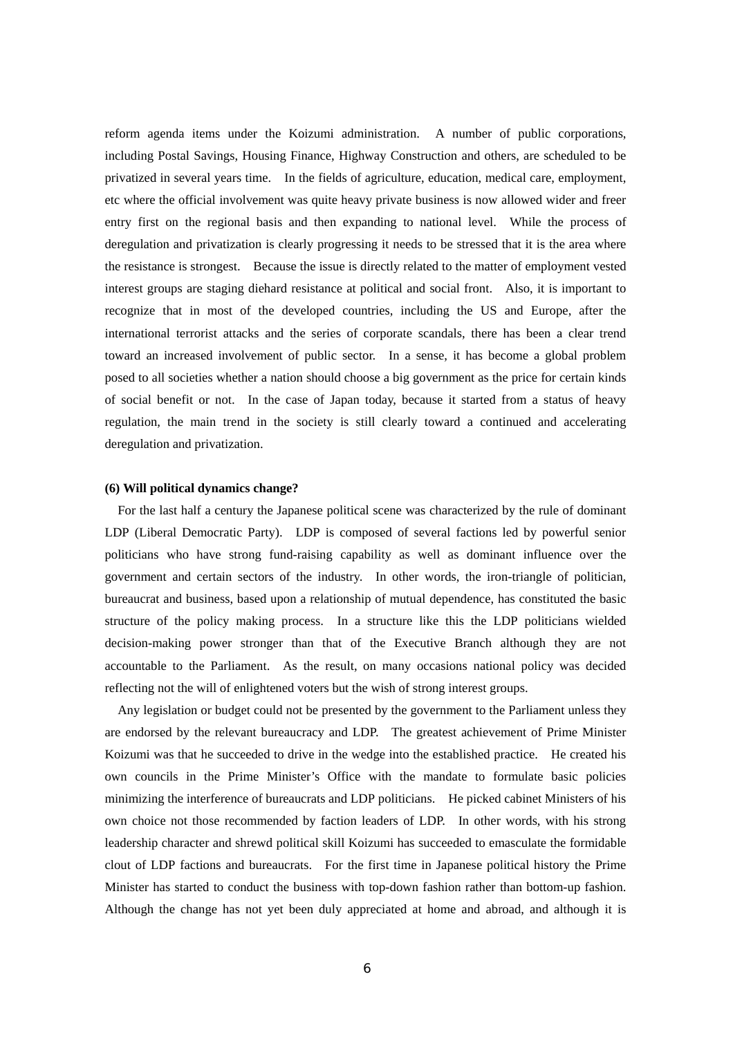reform agenda items under the Koizumi administration. A number of public corporations, including Postal Savings, Housing Finance, Highway Construction and others, are scheduled to be privatized in several years time. In the fields of agriculture, education, medical care, employment, etc where the official involvement was quite heavy private business is now allowed wider and freer entry first on the regional basis and then expanding to national level. While the process of deregulation and privatization is clearly progressing it needs to be stressed that it is the area where the resistance is strongest. Because the issue is directly related to the matter of employment vested interest groups are staging diehard resistance at political and social front. Also, it is important to recognize that in most of the developed countries, including the US and Europe, after the international terrorist attacks and the series of corporate scandals, there has been a clear trend toward an increased involvement of public sector. In a sense, it has become a global problem posed to all societies whether a nation should choose a big government as the price for certain kinds of social benefit or not. In the case of Japan today, because it started from a status of heavy regulation, the main trend in the society is still clearly toward a continued and accelerating deregulation and privatization.

**(6) Will political dynamics change?**

For the last half a century the Japanese political scene was characterized by the rule of dominant LDP (Liberal Democratic Party). LDP is composed of several factions led by powerful senior politicians who have strong fund-raising capability as well as dominant influence over the government and certain sectors of the industry. In other words, the iron-triangle of politician, bureaucrat and business, based upon a relationship of mutual dependence, has constituted the basic structure of the policy making process. In a structure like this the LDP politicians wielded decision-making power stronger than that of the Executive Branch although they are not accountable to the Parliament. As the result, on many occasions national policy was decided reflecting not the will of enlightened voters but the wish of strong interest groups.

Any legislation or budget could not be presented by the government to the Parliament unless they are endorsed by the relevant bureaucracy and LDP. The greatest achievement of Prime Minister Koizumi was that he succeeded to drive in the wedge into the established practice. He created his own councils in the Prime Minister's Office with the mandate to formulate basic policies minimizing the interference of bureaucrats and LDP politicians. He picked cabinet Ministers of his own choice not those recommended by faction leaders of LDP. In other words, with his strong leadership character and shrewd political skill Koizumi has succeeded to emasculate the formidable clout of LDP factions and bureaucrats. For the first time in Japanese political history the Prime Minister has started to conduct the business with top-down fashion rather than bottom-up fashion. Although the change has not yet been duly appreciated at home and abroad, and although it is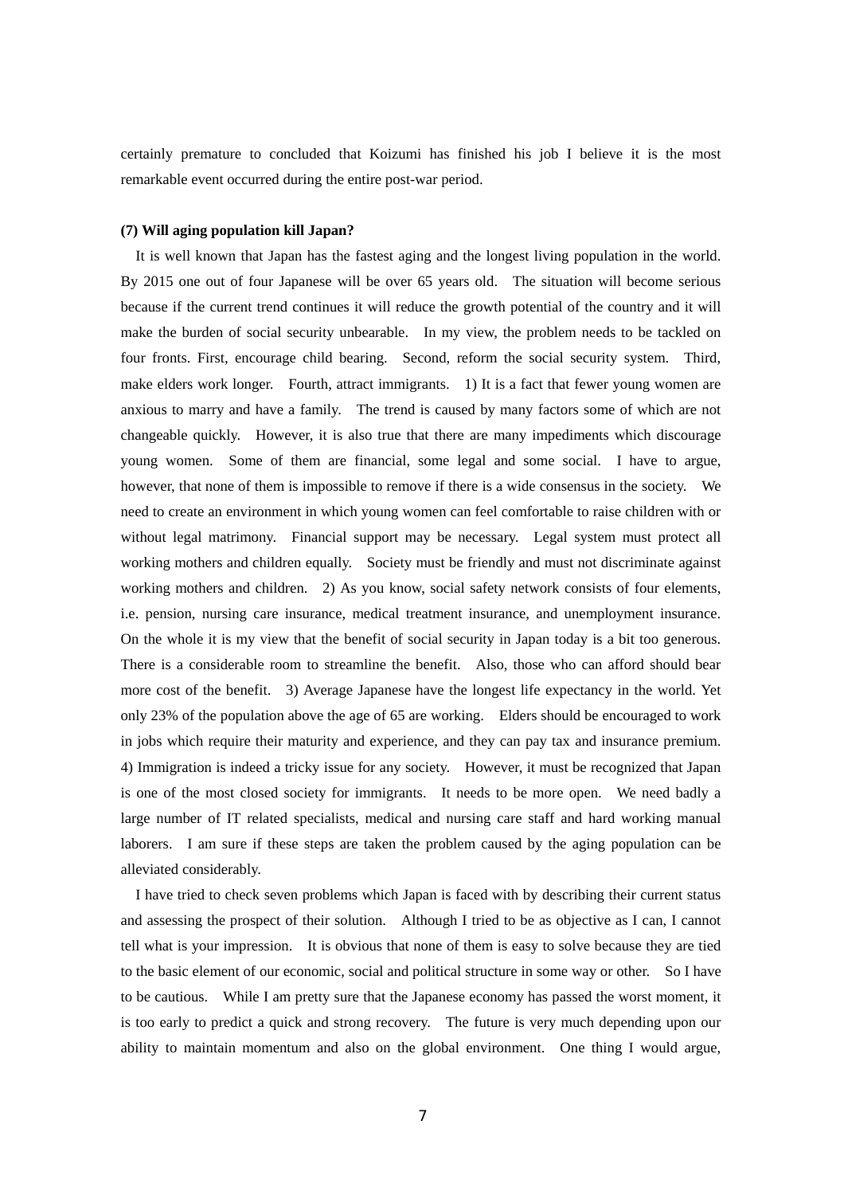certainly premature to concluded that Koizumi has finished his job I believe it is the most remarkable event occurred during the entire post-war period.

**(7) Will aging population kill Japan?**

It is well known that Japan has the fastest aging and the longest living population in the world. By 2015 one out of four Japanese will be over 65 years old. The situation will become serious because if the current trend continues it will reduce the growth potential of the country and it will make the burden of social security unbearable. In my view, the problem needs to be tackled on four fronts. First, encourage child bearing. Second, reform the social security system. Third, make elders work longer. Fourth, attract immigrants. 1) It is a fact that fewer young women are anxious to marry and have a family. The trend is caused by many factors some of which are not changeable quickly. However, it is also true that there are many impediments which discourage young women. Some of them are financial, some legal and some social. I have to argue, however, that none of them is impossible to remove if there is a wide consensus in the society. We need to create an environment in which young women can feel comfortable to raise children with or without legal matrimony. Financial support may be necessary. Legal system must protect all working mothers and children equally. Society must be friendly and must not discriminate against working mothers and children. 2) As you know, social safety network consists of four elements, i.e. pension, nursing care insurance, medical treatment insurance, and unemployment insurance. On the whole it is my view that the benefit of social security in Japan today is a bit too generous. There is a considerable room to streamline the benefit. Also, those who can afford should bear more cost of the benefit. 3) Average Japanese have the longest life expectancy in the world. Yet only 23% of the population above the age of 65 are working. Elders should be encouraged to work in jobs which require their maturity and experience, and they can pay tax and insurance premium. 4) Immigration is indeed a tricky issue for any society. However, it must be recognized that Japan is one of the most closed society for immigrants. It needs to be more open. We need badly a large number of IT related specialists, medical and nursing care staff and hard working manual laborers. I am sure if these steps are taken the problem caused by the aging population can be alleviated considerably.

I have tried to check seven problems which Japan is faced with by describing their current status and assessing the prospect of their solution. Although I tried to be as objective as I can, I cannot tell what is your impression. It is obvious that none of them is easy to solve because they are tied to the basic element of our economic, social and political structure in some way or other. So I have to be cautious. While I am pretty sure that the Japanese economy has passed the worst moment, it is too early to predict a quick and strong recovery. The future is very much depending upon our ability to maintain momentum and also on the global environment. One thing I would argue,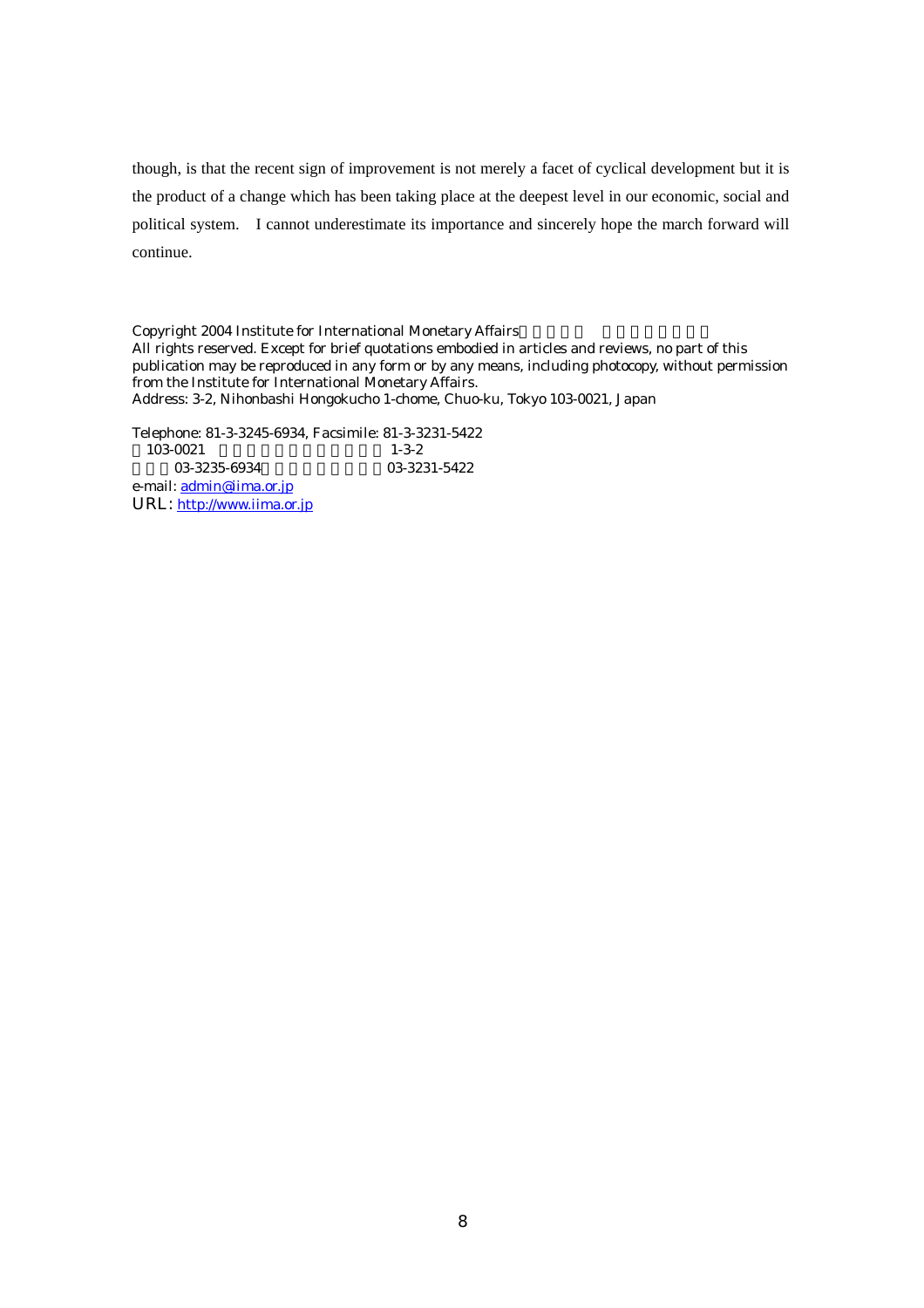though, is that the recent sign of improvement is not merely a facet of cyclical development but it is the product of a change which has been taking place at the deepest level in our economic, social and political system. I cannot underestimate its importance and sincerely hope the march forward will continue.

Copyright 2004 Institute for International Monetary Affairs
All rights reserved. Except for brief quotations embodied in articles and reviews, no part of this publication may be reproduced in any form or by any means, including photocopy, without permission from the Institute for International Monetary Affairs.
Address: 3-2, Nihonbashi Hongokucho 1-chome, Chuo-ku, Tokyo 103-0021, Japan

Telephone: 81-3-3245-6934, Facsimile: 81-3-3231-5422
103-0021 1-3-2
03-3235-6934 03-3231-5422
e-mail: admin@iima.or.jp
URL: http://www.iima.or.jp